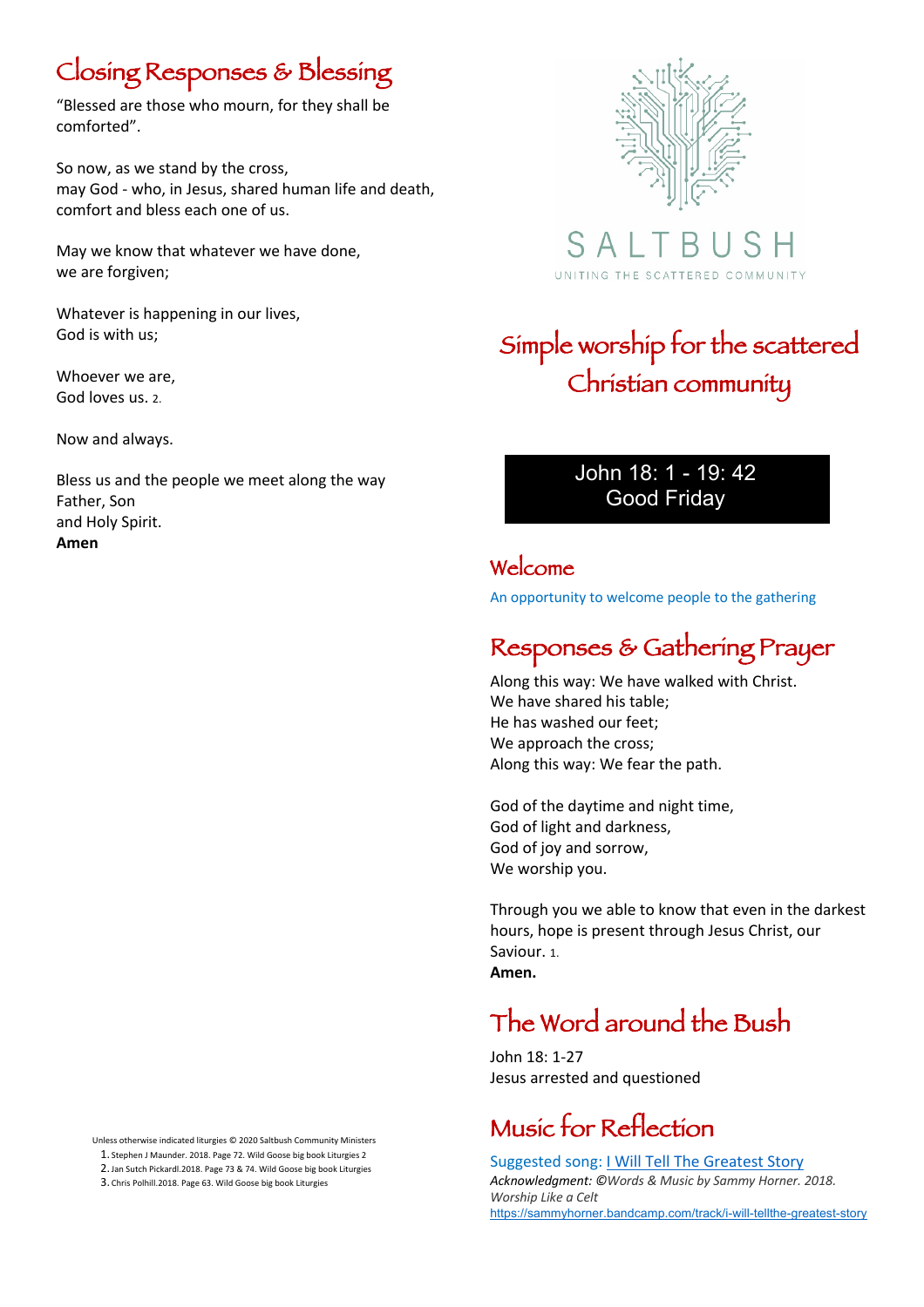SALTBUSH

UNITING THE SCATTERED COMMUNITY

# Simple worship for the scattered Christian community

**John 18: 1 - 19: 42**
**Good Friday**

## Welcome

An opportunity to welcome people to the gathering

## Responses & Gathering Prayer

Along this way: We have walked with Christ.
We have shared his table;
He has washed our feet;
We approach the cross;
Along this way: We fear the path.

God of the daytime and night time,
God of light and darkness,
God of joy and sorrow,
We worship you.

Through you we able to know that even in the darkest hours, hope is present through Jesus Christ, our Saviour. [1]
**Amen.**

## The Word around the Bush

John 18: 1-27
Jesus arrested and questioned

## Music for Reflection

Suggested song: [I Will Tell The Greatest Story](https://sammyhorner.bandcamp.com/track/i-will-tellthe-greatest-story)
*Acknowledgment: ©Words & Music by Sammy Horner. 2018. Worship Like a Celt*
https://sammyhorner.bandcamp.com/track/i-will-tellthe-greatest-story

## Closing Responses & Blessing

"Blessed are those who mourn, for they shall be comforted".

So now, as we stand by the cross,
may God - who, in Jesus, shared human life and death,
comfort and bless each one of us.

May we know that whatever we have done,
we are forgiven;

Whatever is happening in our lives,
God is with us;

Whoever we are,
God loves us. [2]

Now and always.

Bless us and the people we meet along the way
Father, Son
and Holy Spirit.
**Amen**

Unless otherwise indicated liturgies © 2020 Saltbush Community Ministers

1. Stephen J Maunder. 2018. Page 72. Wild Goose big book Liturgies 2
2. Jan Sutch Pickardl.2018. Page 73 & 74. Wild Goose big book Liturgies
3. Chris Polhill.2018. Page 63. Wild Goose big book Liturgies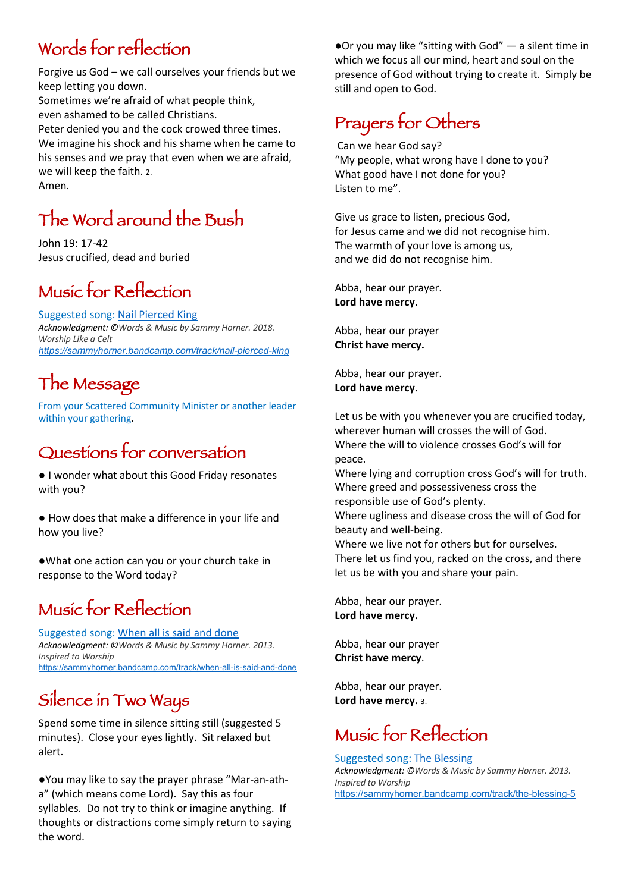## Words for reflection

Forgive us God – we call ourselves your friends but we keep letting you down.
Sometimes we're afraid of what people think,
even ashamed to be called Christians.
Peter denied you and the cock crowed three times.
We imagine his shock and his shame when he came to his senses and we pray that even when we are afraid, we will keep the faith. 2.
Amen.

## The Word around the Bush

John 19: 17-42
Jesus crucified, dead and buried

## Music for Reflection

Suggested song: Nail Pierced King
*Acknowledgment: ©Words & Music by Sammy Horner. 2018. Worship Like a Celt*
*https://sammyhorner.bandcamp.com/track/nail-pierced-king*

## The Message

From your Scattered Community Minister or another leader within your gathering.

## Questions for conversation

● I wonder what about this Good Friday resonates with you?

● How does that make a difference in your life and how you live?

●What one action can you or your church take in response to the Word today?

## Music for Reflection

Suggested song: When all is said and done
*Acknowledgment: ©Words & Music by Sammy Horner. 2013. Inspired to Worship*
https://sammyhorner.bandcamp.com/track/when-all-is-said-and-done

## Silence in Two Ways

Spend some time in silence sitting still (suggested 5 minutes). Close your eyes lightly. Sit relaxed but alert.

●You may like to say the prayer phrase "Mar-an-ath-a" (which means come Lord). Say this as four syllables. Do not try to think or imagine anything. If thoughts or distractions come simply return to saying the word.

●Or you may like "sitting with God" — a silent time in which we focus all our mind, heart and soul on the presence of God without trying to create it. Simply be still and open to God.

## Prayers for Others

Can we hear God say?
"My people, what wrong have I done to you?
What good have I not done for you?
Listen to me".

Give us grace to listen, precious God,
for Jesus came and we did not recognise him.
The warmth of your love is among us,
and we did do not recognise him.

Abba, hear our prayer.
**Lord have mercy.**

Abba, hear our prayer
**Christ have mercy.**

Abba, hear our prayer.
**Lord have mercy.**

Let us be with you whenever you are crucified today,
wherever human will crosses the will of God.
Where the will to violence crosses God's will for peace.
Where lying and corruption cross God's will for truth.
Where greed and possessiveness cross the responsible use of God's plenty.
Where ugliness and disease cross the will of God for beauty and well-being.
Where we live not for others but for ourselves.
There let us find you, racked on the cross, and there let us be with you and share your pain.

Abba, hear our prayer.
**Lord have mercy.**

Abba, hear our prayer
**Christ have mercy**.

Abba, hear our prayer.
**Lord have mercy.** 3.

## Music for Reflection

Suggested song: The Blessing
*Acknowledgment: ©Words & Music by Sammy Horner. 2013. Inspired to Worship*
https://sammyhorner.bandcamp.com/track/the-blessing-5